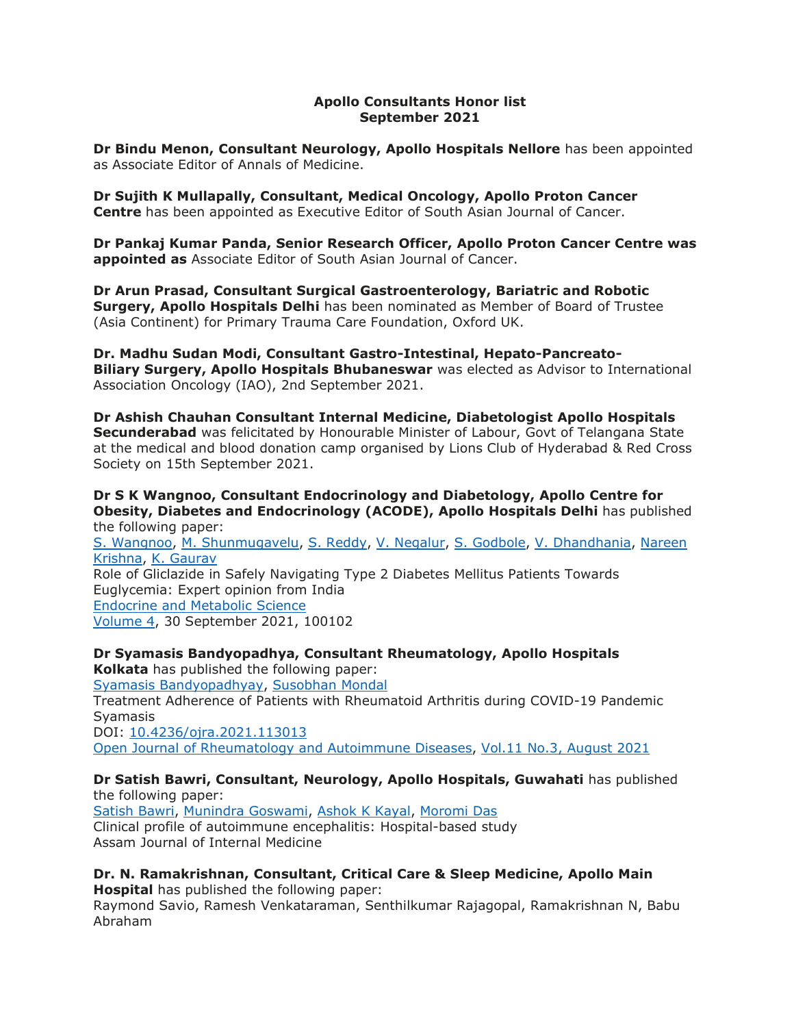**Apollo Consultants Honor list**
**September 2021**

**Dr Bindu Menon, Consultant Neurology, Apollo Hospitals Nellore** has been appointed as Associate Editor of Annals of Medicine.

**Dr Sujith K Mullapally, Consultant, Medical Oncology, Apollo Proton Cancer Centre** has been appointed as Executive Editor of South Asian Journal of Cancer.

**Dr Pankaj Kumar Panda, Senior Research Officer, Apollo Proton Cancer Centre was appointed as** Associate Editor of South Asian Journal of Cancer.

**Dr Arun Prasad, Consultant Surgical Gastroenterology, Bariatric and Robotic Surgery, Apollo Hospitals Delhi** has been nominated as Member of Board of Trustee (Asia Continent) for Primary Trauma Care Foundation, Oxford UK.

**Dr. Madhu Sudan Modi, Consultant Gastro-Intestinal, Hepato-Pancreato-Biliary Surgery, Apollo Hospitals Bhubaneswar** was elected as Advisor to International Association Oncology (IAO), 2nd September 2021.

**Dr Ashish Chauhan Consultant Internal Medicine, Diabetologist Apollo Hospitals Secunderabad** was felicitated by Honourable Minister of Labour, Govt of Telangana State at the medical and blood donation camp organised by Lions Club of Hyderabad & Red Cross Society on 15th September 2021.

**Dr S K Wangnoo, Consultant Endocrinology and Diabetology, Apollo Centre for Obesity, Diabetes and Endocrinology (ACODE), Apollo Hospitals Delhi** has published the following paper:
S. Wangnoo, M. Shunmugavelu, S. Reddy, V. Negalur, S. Godbole, V. Dhandhania, Nareen Krishna, K. Gaurav
Role of Gliclazide in Safely Navigating Type 2 Diabetes Mellitus Patients Towards Euglycemia: Expert opinion from India
Endocrine and Metabolic Science
Volume 4, 30 September 2021, 100102

**Dr Syamasis Bandyopadhya, Consultant Rheumatology, Apollo Hospitals Kolkata** has published the following paper:
Syamasis Bandyopadhyay, Susobhan Mondal
Treatment Adherence of Patients with Rheumatoid Arthritis during COVID-19 Pandemic Syamasis
DOI: 10.4236/ojra.2021.113013
Open Journal of Rheumatology and Autoimmune Diseases, Vol.11 No.3, August 2021

**Dr Satish Bawri, Consultant, Neurology, Apollo Hospitals, Guwahati** has published the following paper:
Satish Bawri, Munindra Goswami, Ashok K Kayal, Moromi Das
Clinical profile of autoimmune encephalitis: Hospital-based study
Assam Journal of Internal Medicine

**Dr. N. Ramakrishnan, Consultant, Critical Care & Sleep Medicine, Apollo Main Hospital** has published the following paper:
Raymond Savio, Ramesh Venkataraman, Senthilkumar Rajagopal, Ramakrishnan N, Babu Abraham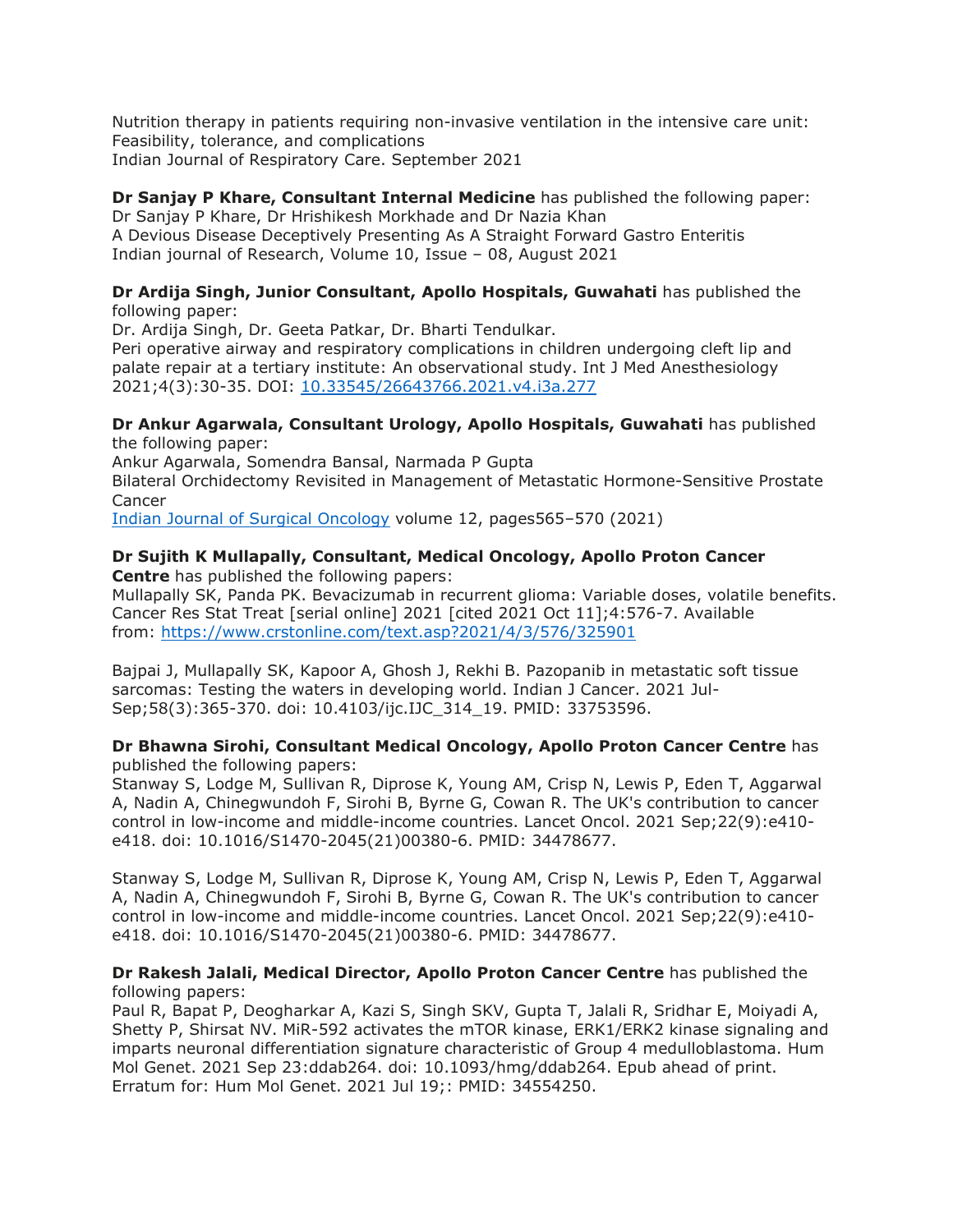Nutrition therapy in patients requiring non-invasive ventilation in the intensive care unit: Feasibility, tolerance, and complications
Indian Journal of Respiratory Care. September 2021

**Dr Sanjay P Khare, Consultant Internal Medicine** has published the following paper:
Dr Sanjay P Khare, Dr Hrishikesh Morkhade and Dr Nazia Khan
A Devious Disease Deceptively Presenting As A Straight Forward Gastro Enteritis
Indian journal of Research, Volume 10, Issue – 08, August 2021

**Dr Ardija Singh, Junior Consultant, Apollo Hospitals, Guwahati** has published the following paper:
Dr. Ardija Singh, Dr. Geeta Patkar, Dr. Bharti Tendulkar.
Peri operative airway and respiratory complications in children undergoing cleft lip and palate repair at a tertiary institute: An observational study. Int J Med Anesthesiology 2021;4(3):30-35. DOI: [10.33545/26643766.2021.v4.i3a.277](10.33545/26643766.2021.v4.i3a.277)

**Dr Ankur Agarwala, Consultant Urology, Apollo Hospitals, Guwahati** has published the following paper:
Ankur Agarwala, Somendra Bansal, Narmada P Gupta
Bilateral Orchidectomy Revisited in Management of Metastatic Hormone-Sensitive Prostate Cancer
Indian Journal of Surgical Oncology volume 12, pages565–570 (2021)

**Dr Sujith K Mullapally, Consultant, Medical Oncology, Apollo Proton Cancer Centre** has published the following papers:
Mullapally SK, Panda PK. Bevacizumab in recurrent glioma: Variable doses, volatile benefits. Cancer Res Stat Treat [serial online] 2021 [cited 2021 Oct 11];4:576-7. Available from: https://www.crstonline.com/text.asp?2021/4/3/576/325901

Bajpai J, Mullapally SK, Kapoor A, Ghosh J, Rekhi B. Pazopanib in metastatic soft tissue sarcomas: Testing the waters in developing world. Indian J Cancer. 2021 Jul-Sep;58(3):365-370. doi: 10.4103/ijc.IJC_314_19. PMID: 33753596.

**Dr Bhawna Sirohi, Consultant Medical Oncology, Apollo Proton Cancer Centre** has published the following papers:
Stanway S, Lodge M, Sullivan R, Diprose K, Young AM, Crisp N, Lewis P, Eden T, Aggarwal A, Nadin A, Chinegwundoh F, Sirohi B, Byrne G, Cowan R. The UK's contribution to cancer control in low-income and middle-income countries. Lancet Oncol. 2021 Sep;22(9):e410-e418. doi: 10.1016/S1470-2045(21)00380-6. PMID: 34478677.

Stanway S, Lodge M, Sullivan R, Diprose K, Young AM, Crisp N, Lewis P, Eden T, Aggarwal A, Nadin A, Chinegwundoh F, Sirohi B, Byrne G, Cowan R. The UK's contribution to cancer control in low-income and middle-income countries. Lancet Oncol. 2021 Sep;22(9):e410-e418. doi: 10.1016/S1470-2045(21)00380-6. PMID: 34478677.

**Dr Rakesh Jalali, Medical Director, Apollo Proton Cancer Centre** has published the following papers:
Paul R, Bapat P, Deogharkar A, Kazi S, Singh SKV, Gupta T, Jalali R, Sridhar E, Moiyadi A, Shetty P, Shirsat NV. MiR-592 activates the mTOR kinase, ERK1/ERK2 kinase signaling and imparts neuronal differentiation signature characteristic of Group 4 medulloblastoma. Hum Mol Genet. 2021 Sep 23:ddab264. doi: 10.1093/hmg/ddab264. Epub ahead of print. Erratum for: Hum Mol Genet. 2021 Jul 19;: PMID: 34554250.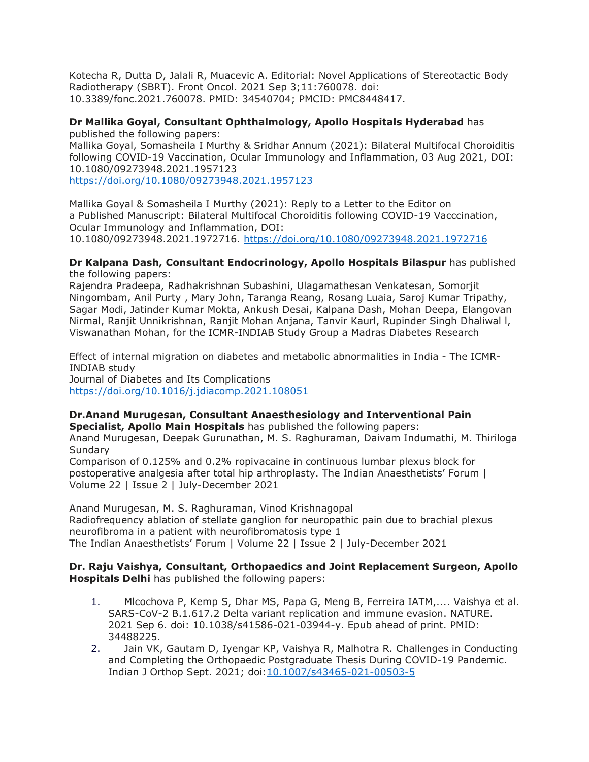Kotecha R, Dutta D, Jalali R, Muacevic A. Editorial: Novel Applications of Stereotactic Body Radiotherapy (SBRT). Front Oncol. 2021 Sep 3;11:760078. doi: 10.3389/fonc.2021.760078. PMID: 34540704; PMCID: PMC8448417.

**Dr Mallika Goyal, Consultant Ophthalmology, Apollo Hospitals Hyderabad** has published the following papers:
Mallika Goyal, Somasheila I Murthy & Sridhar Annum (2021): Bilateral Multifocal Choroiditis following COVID-19 Vaccination, Ocular Immunology and Inflammation, 03 Aug 2021, DOI: 10.1080/09273948.2021.1957123
https://doi.org/10.1080/09273948.2021.1957123

Mallika Goyal & Somasheila I Murthy (2021): Reply to a Letter to the Editor on a Published Manuscript: Bilateral Multifocal Choroiditis following COVID-19 Vacccination, Ocular Immunology and Inflammation, DOI: 10.1080/09273948.2021.1972716. https://doi.org/10.1080/09273948.2021.1972716

**Dr Kalpana Dash, Consultant Endocrinology, Apollo Hospitals Bilaspur** has published the following papers:
Rajendra Pradeepa, Radhakrishnan Subashini, Ulagamathesan Venkatesan, Somorjit Ningombam, Anil Purty , Mary John, Taranga Reang, Rosang Luaia, Saroj Kumar Tripathy, Sagar Modi, Jatinder Kumar Mokta, Ankush Desai, Kalpana Dash, Mohan Deepa, Elangovan Nirmal, Ranjit Unnikrishnan, Ranjit Mohan Anjana, Tanvir Kaurl, Rupinder Singh Dhaliwal l, Viswanathan Mohan, for the ICMR-INDIAB Study Group a Madras Diabetes Research

Effect of internal migration on diabetes and metabolic abnormalities in India - The ICMR-INDIAB study
Journal of Diabetes and Its Complications
https://doi.org/10.1016/j.jdiacomp.2021.108051

**Dr.Anand Murugesan, Consultant Anaesthesiology and Interventional Pain Specialist, Apollo Main Hospitals** has published the following papers:
Anand Murugesan, Deepak Gurunathan, M. S. Raghuraman, Daivam Indumathi, M. Thiriloga Sundary
Comparison of 0.125% and 0.2% ropivacaine in continuous lumbar plexus block for postoperative analgesia after total hip arthroplasty. The Indian Anaesthetists' Forum | Volume 22 | Issue 2 | July-December 2021

Anand Murugesan, M. S. Raghuraman, Vinod Krishnagopal
Radiofrequency ablation of stellate ganglion for neuropathic pain due to brachial plexus neurofibroma in a patient with neurofibromatosis type 1
The Indian Anaesthetists' Forum | Volume 22 | Issue 2 | July-December 2021

**Dr. Raju Vaishya, Consultant, Orthopaedics and Joint Replacement Surgeon, Apollo Hospitals Delhi** has published the following papers:

1. Mlcochova P, Kemp S, Dhar MS, Papa G, Meng B, Ferreira IATM,.... Vaishya et al. SARS-CoV-2 B.1.617.2 Delta variant replication and immune evasion. NATURE. 2021 Sep 6. doi: 10.1038/s41586-021-03944-y. Epub ahead of print. PMID: 34488225.
2. Jain VK, Gautam D, Iyengar KP, Vaishya R, Malhotra R. Challenges in Conducting and Completing the Orthopaedic Postgraduate Thesis During COVID-19 Pandemic. Indian J Orthop Sept. 2021; doi:10.1007/s43465-021-00503-5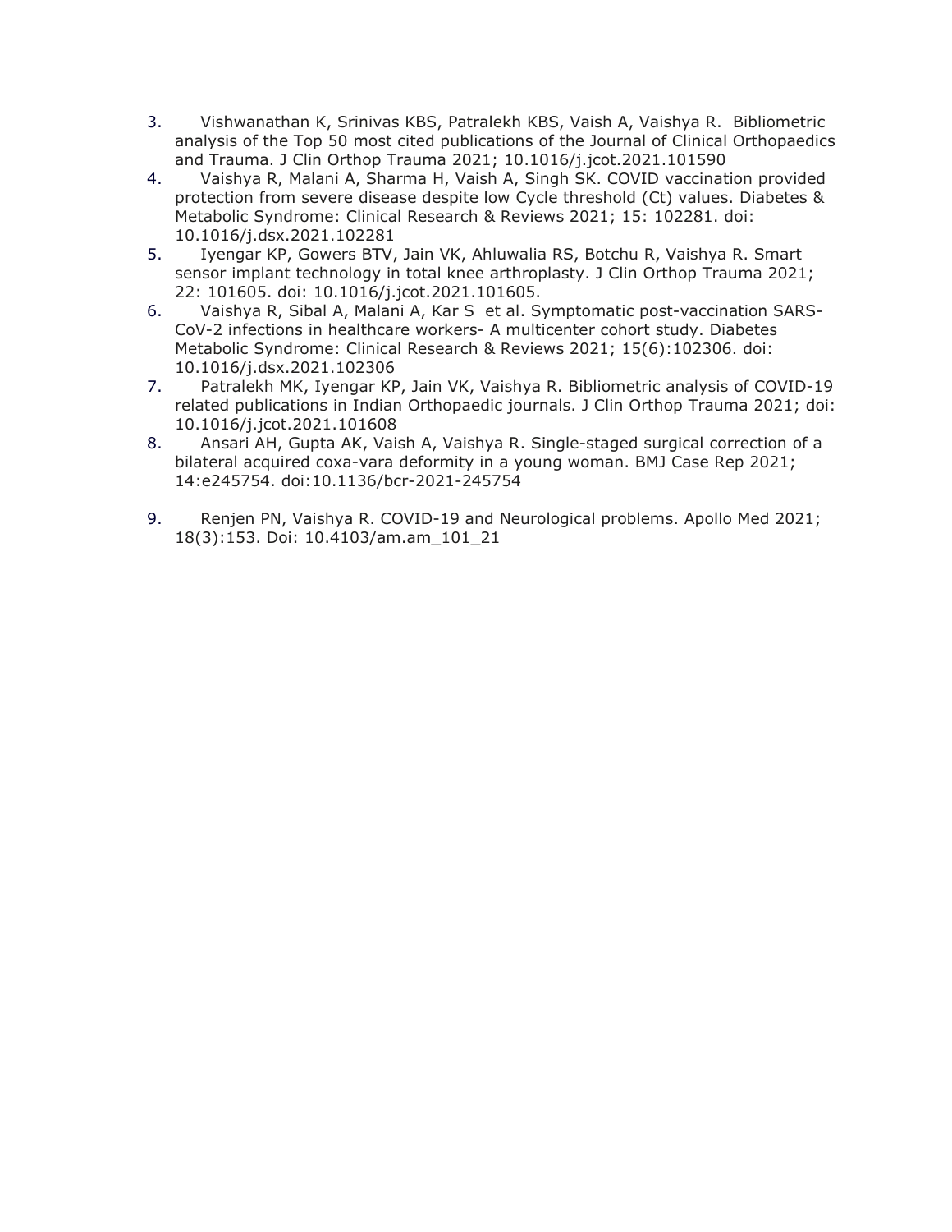3. Vishwanathan K, Srinivas KBS, Patralekh KBS, Vaish A, Vaishya R. Bibliometric analysis of the Top 50 most cited publications of the Journal of Clinical Orthopaedics and Trauma. J Clin Orthop Trauma 2021; 10.1016/j.jcot.2021.101590
4. Vaishya R, Malani A, Sharma H, Vaish A, Singh SK. COVID vaccination provided protection from severe disease despite low Cycle threshold (Ct) values. Diabetes & Metabolic Syndrome: Clinical Research & Reviews 2021; 15: 102281. doi: 10.1016/j.dsx.2021.102281
5. Iyengar KP, Gowers BTV, Jain VK, Ahluwalia RS, Botchu R, Vaishya R. Smart sensor implant technology in total knee arthroplasty. J Clin Orthop Trauma 2021; 22: 101605. doi: 10.1016/j.jcot.2021.101605.
6. Vaishya R, Sibal A, Malani A, Kar S et al. Symptomatic post-vaccination SARS-CoV-2 infections in healthcare workers- A multicenter cohort study. Diabetes Metabolic Syndrome: Clinical Research & Reviews 2021; 15(6):102306. doi: 10.1016/j.dsx.2021.102306
7. Patralekh MK, Iyengar KP, Jain VK, Vaishya R. Bibliometric analysis of COVID-19 related publications in Indian Orthopaedic journals. J Clin Orthop Trauma 2021; doi: 10.1016/j.jcot.2021.101608
8. Ansari AH, Gupta AK, Vaish A, Vaishya R. Single-staged surgical correction of a bilateral acquired coxa-vara deformity in a young woman. BMJ Case Rep 2021; 14:e245754. doi:10.1136/bcr-2021-245754
9. Renjen PN, Vaishya R. COVID-19 and Neurological problems. Apollo Med 2021; 18(3):153. Doi: 10.4103/am.am_101_21